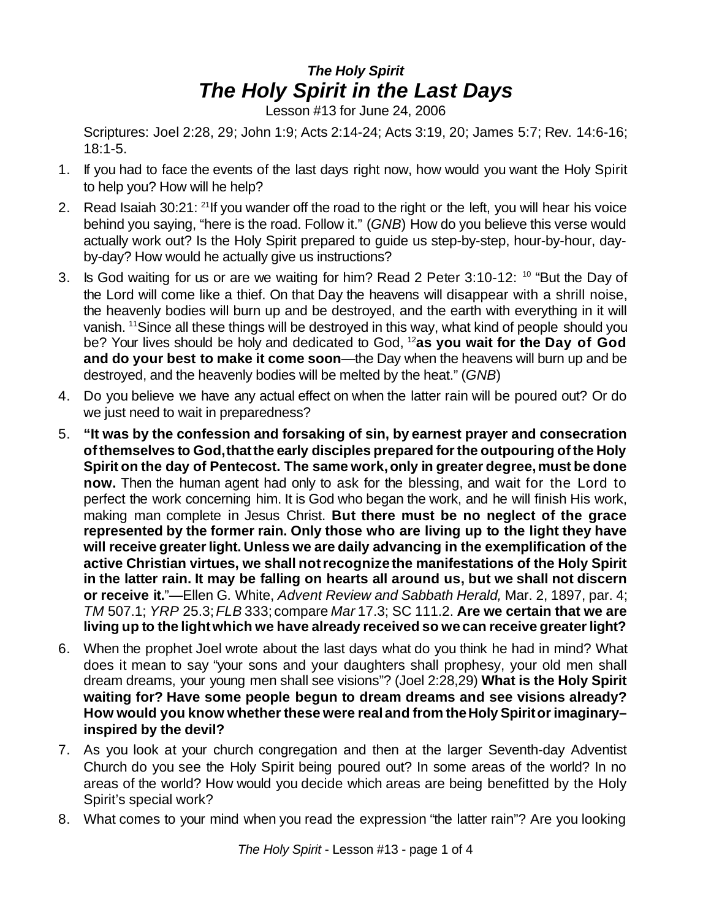# *The Holy Spirit*
# *The Holy Spirit in the Last Days*

Lesson #13 for June 24, 2006

Scriptures: Joel 2:28, 29; John 1:9; Acts 2:14-24; Acts 3:19, 20; James 5:7; Rev. 14:6-16; 18:1-5.

1. If you had to face the events of the last days right now, how would you want the Holy Spirit to help you? How will he help?
2. Read Isaiah 30:21: [21]If you wander off the road to the right or the left, you will hear his voice behind you saying, "here is the road. Follow it." (*GNB*) How do you believe this verse would actually work out? Is the Holy Spirit prepared to guide us step-by-step, hour-by-hour, day-by-day? How would he actually give us instructions?
3. Is God waiting for us or are we waiting for him? Read 2 Peter 3:10-12: [10] "But the Day of the Lord will come like a thief. On that Day the heavens will disappear with a shrill noise, the heavenly bodies will burn up and be destroyed, and the earth with everything in it will vanish. [11]Since all these things will be destroyed in this way, what kind of people should you be? Your lives should be holy and dedicated to God, [12]**as you wait for the Day of God and do your best to make it come soon**—the Day when the heavens will burn up and be destroyed, and the heavenly bodies will be melted by the heat." (*GNB*)
4. Do you believe we have any actual effect on when the latter rain will be poured out? Or do we just need to wait in preparedness?
5. **"It was by the confession and forsaking of sin, by earnest prayer and consecration of themselves to God, that the early disciples prepared for the outpouring of the Holy Spirit on the day of Pentecost. The same work, only in greater degree, must be done now.** Then the human agent had only to ask for the blessing, and wait for the Lord to perfect the work concerning him. It is God who began the work, and he will finish His work, making man complete in Jesus Christ. **But there must be no neglect of the grace represented by the former rain. Only those who are living up to the light they have will receive greater light. Unless we are daily advancing in the exemplification of the active Christian virtues, we shall not recognize the manifestations of the Holy Spirit in the latter rain. It may be falling on hearts all around us, but we shall not discern or receive it.**"—Ellen G. White, *Advent Review and Sabbath Herald,* Mar. 2, 1897, par. 4; *TM* 507.1; *YRP* 25.3; *FLB* 333; compare *Mar* 17.3; SC 111.2. **Are we certain that we are living up to the light which we have already received so we can receive greater light?**
6. When the prophet Joel wrote about the last days what do you think he had in mind? What does it mean to say "your sons and your daughters shall prophesy, your old men shall dream dreams, your young men shall see visions"? (Joel 2:28,29) **What is the Holy Spirit waiting for? Have some people begun to dream dreams and see visions already? How would you know whether these were real and from the Holy Spirit or imaginary–inspired by the devil?**
7. As you look at your church congregation and then at the larger Seventh-day Adventist Church do you see the Holy Spirit being poured out? In some areas of the world? In no areas of the world? How would you decide which areas are being benefitted by the Holy Spirit's special work?
8. What comes to your mind when you read the expression "the latter rain"? Are you looking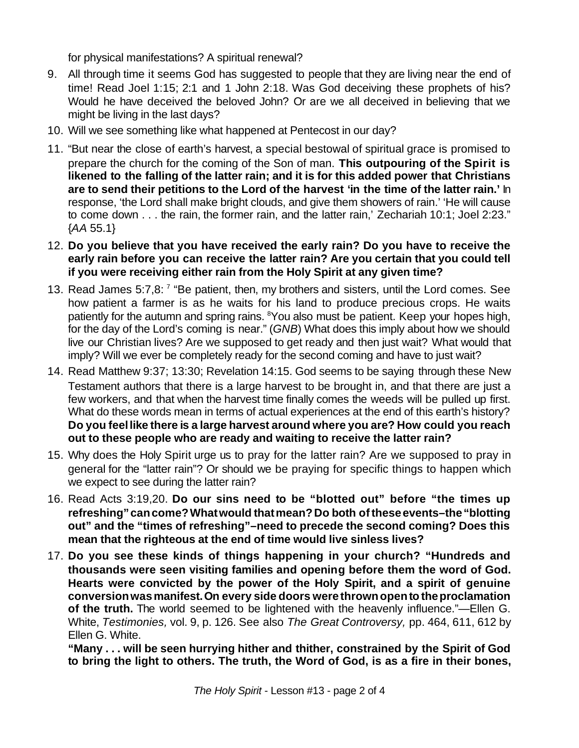for physical manifestations? A spiritual renewal?

9. All through time it seems God has suggested to people that they are living near the end of time! Read Joel 1:15; 2:1 and 1 John 2:18. Was God deceiving these prophets of his? Would he have deceived the beloved John? Or are we all deceived in believing that we might be living in the last days?
10. Will we see something like what happened at Pentecost in our day?
11. "But near the close of earth's harvest, a special bestowal of spiritual grace is promised to prepare the church for the coming of the Son of man. **This outpouring of the Spirit is likened to the falling of the latter rain; and it is for this added power that Christians are to send their petitions to the Lord of the harvest 'in the time of the latter rain.'** In response, 'the Lord shall make bright clouds, and give them showers of rain.' 'He will cause to come down . . . the rain, the former rain, and the latter rain,' Zechariah 10:1; Joel 2:23." {*AA* 55.1}
12. **Do you believe that you have received the early rain? Do you have to receive the early rain before you can receive the latter rain? Are you certain that you could tell if you were receiving either rain from the Holy Spirit at any given time?**
13. Read James 5:7,8: [7] "Be patient, then, my brothers and sisters, until the Lord comes. See how patient a farmer is as he waits for his land to produce precious crops. He waits patiently for the autumn and spring rains. [8]You also must be patient. Keep your hopes high, for the day of the Lord's coming is near." (*GNB*) What does this imply about how we should live our Christian lives? Are we supposed to get ready and then just wait? What would that imply? Will we ever be completely ready for the second coming and have to just wait?
14. Read Matthew 9:37; 13:30; Revelation 14:15. God seems to be saying through these New Testament authors that there is a large harvest to be brought in, and that there are just a few workers, and that when the harvest time finally comes the weeds will be pulled up first. What do these words mean in terms of actual experiences at the end of this earth's history? **Do you feel like there is a large harvest around where you are? How could you reach out to these people who are ready and waiting to receive the latter rain?**
15. Why does the Holy Spirit urge us to pray for the latter rain? Are we supposed to pray in general for the "latter rain"? Or should we be praying for specific things to happen which we expect to see during the latter rain?
16. Read Acts 3:19,20. **Do our sins need to be "blotted out" before "the times up refreshing" can come? What would that mean? Do both of these events–the "blotting out" and the "times of refreshing"–need to precede the second coming? Does this mean that the righteous at the end of time would live sinless lives?**
17. **Do you see these kinds of things happening in your church? "Hundreds and thousands were seen visiting families and opening before them the word of God. Hearts were convicted by the power of the Holy Spirit, and a spirit of genuine conversion was manifest. On every side doors were thrown open to the proclamation of the truth.** The world seemed to be lightened with the heavenly influence."—Ellen G. White, *Testimonies,* vol. 9, p. 126. See also *The Great Controversy,* pp. 464, 611, 612 by Ellen G. White.

    **"Many . . . will be seen hurrying hither and thither, constrained by the Spirit of God to bring the light to others. The truth, the Word of God, is as a fire in their bones,**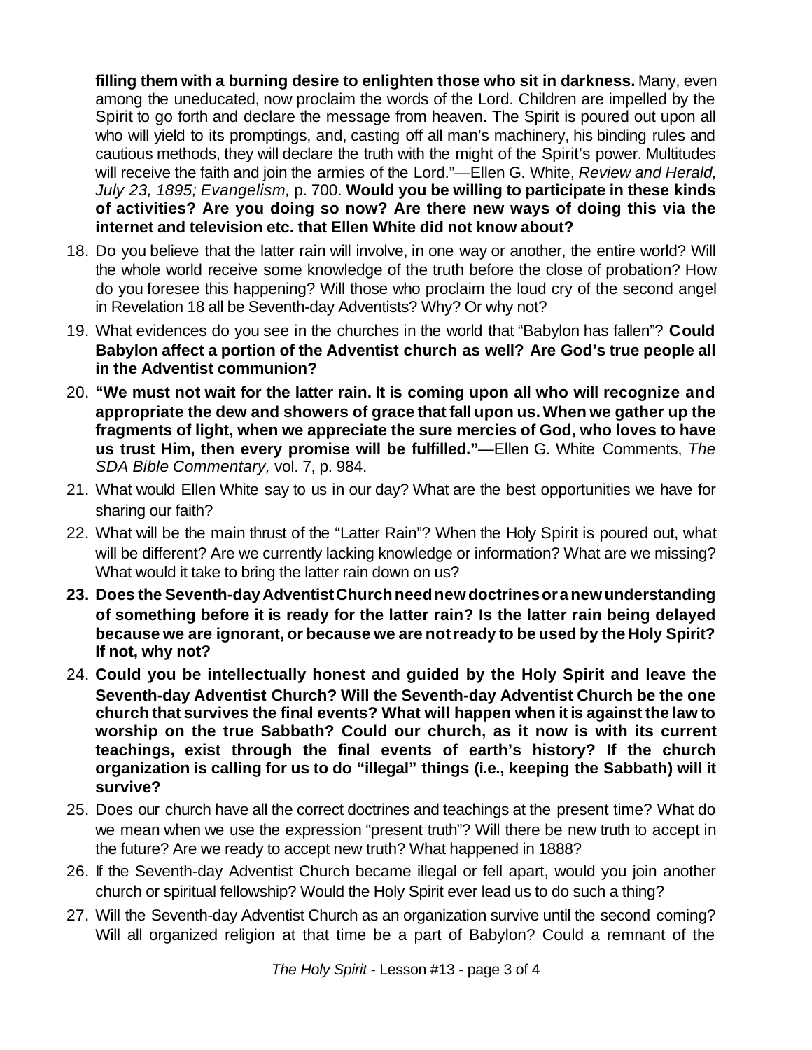**filling them with a burning desire to enlighten those who sit in darkness.** Many, even among the uneducated, now proclaim the words of the Lord. Children are impelled by the Spirit to go forth and declare the message from heaven. The Spirit is poured out upon all who will yield to its promptings, and, casting off all man's machinery, his binding rules and cautious methods, they will declare the truth with the might of the Spirit's power. Multitudes will receive the faith and join the armies of the Lord."—Ellen G. White, *Review and Herald, July 23, 1895; Evangelism,* p. 700. **Would you be willing to participate in these kinds of activities? Are you doing so now? Are there new ways of doing this via the internet and television etc. that Ellen White did not know about?**

18. Do you believe that the latter rain will involve, in one way or another, the entire world? Will the whole world receive some knowledge of the truth before the close of probation? How do you foresee this happening? Will those who proclaim the loud cry of the second angel in Revelation 18 all be Seventh-day Adventists? Why? Or why not?
19. What evidences do you see in the churches in the world that "Babylon has fallen"? **Could Babylon affect a portion of the Adventist church as well? Are God's true people all in the Adventist communion?**
20. **"We must not wait for the latter rain. It is coming upon all who will recognize and appropriate the dew and showers of grace that fall upon us. When we gather up the fragments of light, when we appreciate the sure mercies of God, who loves to have us trust Him, then every promise will be fulfilled."**—Ellen G. White Comments, *The SDA Bible Commentary,* vol. 7, p. 984.
21. What would Ellen White say to us in our day? What are the best opportunities we have for sharing our faith?
22. What will be the main thrust of the "Latter Rain"? When the Holy Spirit is poured out, what will be different? Are we currently lacking knowledge or information? What are we missing? What would it take to bring the latter rain down on us?
23. **Does the Seventh-day Adventist Church need new doctrines or a new understanding of something before it is ready for the latter rain? Is the latter rain being delayed because we are ignorant, or because we are not ready to be used by the Holy Spirit? If not, why not?**
24. **Could you be intellectually honest and guided by the Holy Spirit and leave the Seventh-day Adventist Church? Will the Seventh-day Adventist Church be the one church that survives the final events? What will happen when it is against the law to worship on the true Sabbath? Could our church, as it now is with its current teachings, exist through the final events of earth's history? If the church organization is calling for us to do "illegal" things (i.e., keeping the Sabbath) will it survive?**
25. Does our church have all the correct doctrines and teachings at the present time? What do we mean when we use the expression "present truth"? Will there be new truth to accept in the future? Are we ready to accept new truth? What happened in 1888?
26. If the Seventh-day Adventist Church became illegal or fell apart, would you join another church or spiritual fellowship? Would the Holy Spirit ever lead us to do such a thing?
27. Will the Seventh-day Adventist Church as an organization survive until the second coming? Will all organized religion at that time be a part of Babylon? Could a remnant of the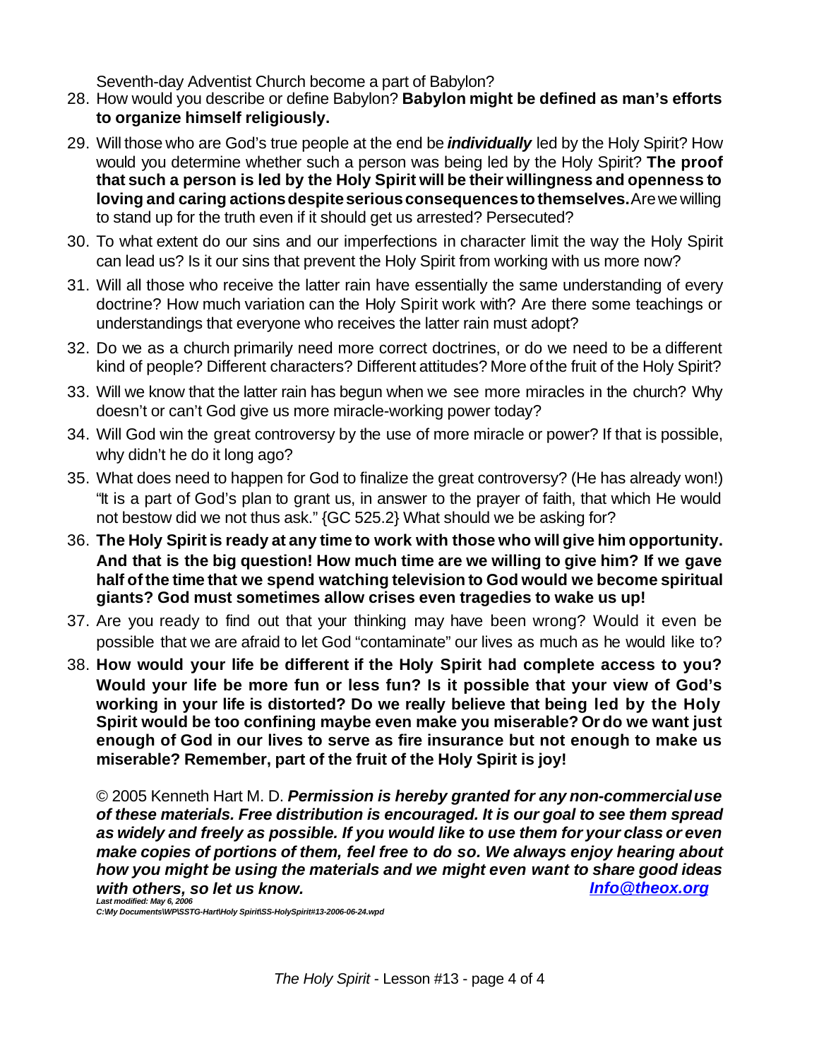Seventh-day Adventist Church become a part of Babylon?

28. How would you describe or define Babylon? **Babylon might be defined as man's efforts to organize himself religiously.**
29. Will those who are God's true people at the end be ***individually*** led by the Holy Spirit? How would you determine whether such a person was being led by the Holy Spirit? **The proof that such a person is led by the Holy Spirit will be their willingness and openness to loving and caring actions despite serious consequences to themselves.** Are we willing to stand up for the truth even if it should get us arrested? Persecuted?
30. To what extent do our sins and our imperfections in character limit the way the Holy Spirit can lead us? Is it our sins that prevent the Holy Spirit from working with us more now?
31. Will all those who receive the latter rain have essentially the same understanding of every doctrine? How much variation can the Holy Spirit work with? Are there some teachings or understandings that everyone who receives the latter rain must adopt?
32. Do we as a church primarily need more correct doctrines, or do we need to be a different kind of people? Different characters? Different attitudes? More of the fruit of the Holy Spirit?
33. Will we know that the latter rain has begun when we see more miracles in the church? Why doesn't or can't God give us more miracle-working power today?
34. Will God win the great controversy by the use of more miracle or power? If that is possible, why didn't he do it long ago?
35. What does need to happen for God to finalize the great controversy? (He has already won!) "It is a part of God's plan to grant us, in answer to the prayer of faith, that which He would not bestow did we not thus ask." {GC 525.2} What should we be asking for?
36. **The Holy Spirit is ready at any time to work with those who will give him opportunity. And that is the big question! How much time are we willing to give him? If we gave half of the time that we spend watching television to God would we become spiritual giants? God must sometimes allow crises even tragedies to wake us up!**
37. Are you ready to find out that your thinking may have been wrong? Would it even be possible that we are afraid to let God "contaminate" our lives as much as he would like to?
38. **How would your life be different if the Holy Spirit had complete access to you? Would your life be more fun or less fun? Is it possible that your view of God's working in your life is distorted? Do we really believe that being led by the Holy Spirit would be too confining maybe even make you miserable? Or do we want just enough of God in our lives to serve as fire insurance but not enough to make us miserable? Remember, part of the fruit of the Holy Spirit is joy!**

© 2005 Kenneth Hart M. D. ***Permission is hereby granted for any non-commercial use of these materials. Free distribution is encouraged. It is our goal to see them spread as widely and freely as possible. If you would like to use them for your class or even make copies of portions of them, feel free to do so. We always enjoy hearing about how you might be using the materials and we might even want to share good ideas with others, so let us know.*** ***Info@theox.org***

*Last modified: May 6, 2006*
*C:\My Documents\WP\SSTG-Hart\Holy Spirit\SS-HolySpirit#13-2006-06-24.wpd*